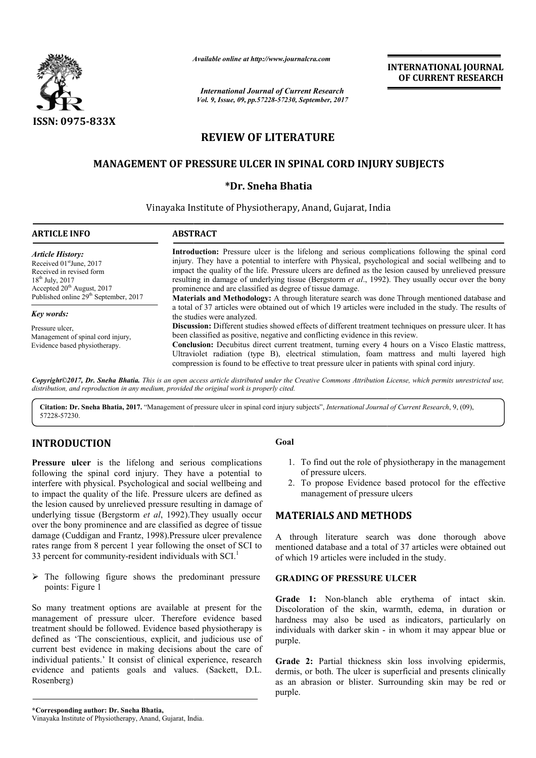*Available online at http://www.journalcra.com*

*International Journal of Current Research*
*Vol. 9, Issue, 09, pp.57228-57230, September, 2017*

**INTERNATIONAL JOURNAL OF CURRENT RESEARCH**

**ISSN: 0975-833X**

# REVIEW OF LITERATURE

# MANAGEMENT OF PRESSURE ULCER IN SPINAL CORD INJURY SUBJECTS

**\*Dr. Sneha Bhatia**

Vinayaka Institute of Physiotherapy, Anand, Gujarat, India

**ARTICLE INFO**

*Article History:*
Received 01st June, 2017
Received in revised form
18th July, 2017
Accepted 20th August, 2017
Published online 29th September, 2017

*Key words:*
Pressure ulcer,
Management of spinal cord injury,
Evidence based physiotherapy.

**ABSTRACT**

**Introduction:** Pressure ulcer is the lifelong and serious complications following the spinal cord injury. They have a potential to interfere with Physical, psychological and social wellbeing and to impact the quality of the life. Pressure ulcers are defined as the lesion caused by unrelieved pressure resulting in damage of underlying tissue (Bergstorm *et al*., 1992). They usually occur over the bony prominence and are classified as degree of tissue damage.

**Materials and Methodology:** A through literature search was done Through mentioned database and a total of 37 articles were obtained out of which 19 articles were included in the study. The results of the studies were analyzed.

**Discussion:** Different studies showed effects of different treatment techniques on pressure ulcer. It has been classified as positive, negative and conflicting evidence in this review.

**Conclusion:** Decubitus direct current treatment, turning every 4 hours on a Visco Elastic mattress, Ultraviolet radiation (type B), electrical stimulation, foam mattress and multi layered high compression is found to be effective to treat pressure ulcer in patients with spinal cord injury.

*Copyright©2017, Dr. Sneha Bhatia. This is an open access article distributed under the Creative Commons Attribution License, which permits unrestricted use, distribution, and reproduction in any medium, provided the original work is properly cited.*

**Citation: Dr. Sneha Bhatia, 2017.** "Management of pressure ulcer in spinal cord injury subjects", *International Journal of Current Research*, 9, (09), 57228-57230.

## INTRODUCTION

**Pressure ulcer** is the lifelong and serious complications following the spinal cord injury. They have a potential to interfere with physical. Psychological and social wellbeing and to impact the quality of the life. Pressure ulcers are defined as the lesion caused by unrelieved pressure resulting in damage of underlying tissue (Bergstorm *et al*, 1992).They usually occur over the bony prominence and are classified as degree of tissue damage (Cuddigan and Frantz, 1998).Pressure ulcer prevalence rates range from 8 percent 1 year following the onset of SCI to 33 percent for community-resident individuals with SCI.[1]

- The following figure shows the predominant pressure points: Figure 1

So many treatment options are available at present for the management of pressure ulcer. Therefore evidence based treatment should be followed. Evidence based physiotherapy is defined as 'The conscientious, explicit, and judicious use of current best evidence in making decisions about the care of individual patients.' It consist of clinical experience, research evidence and patients goals and values. (Sackett, D.L. Rosenberg)

### Goal

1. To find out the role of physiotherapy in the management of pressure ulcers.
2. To propose Evidence based protocol for the effective management of pressure ulcers

## MATERIALS AND METHODS

A through literature search was done thorough above mentioned database and a total of 37 articles were obtained out of which 19 articles were included in the study.

### GRADING OF PRESSURE ULCER

**Grade 1:** Non-blanch able erythema of intact skin. Discoloration of the skin, warmth, edema, in duration or hardness may also be used as indicators, particularly on individuals with darker skin - in whom it may appear blue or purple.

**Grade 2:** Partial thickness skin loss involving epidermis, dermis, or both. The ulcer is superficial and presents clinically as an abrasion or blister. Surrounding skin may be red or purple.

**\*Corresponding author: Dr. Sneha Bhatia,**
Vinayaka Institute of Physiotherapy, Anand, Gujarat, India.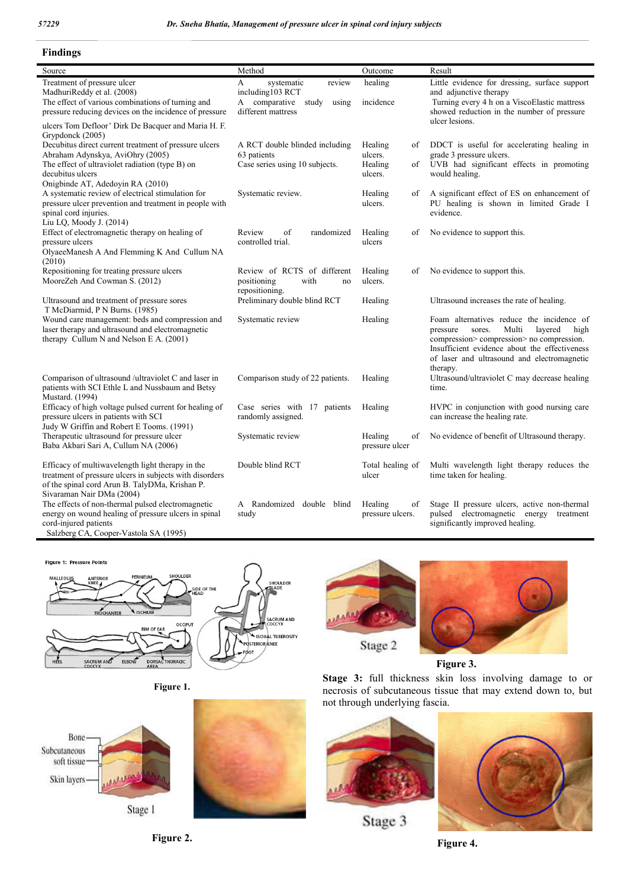## Findings

| Source | Method | Outcome | Result |
|---|---|---|---|
| Treatment of pressure ulcer MadhuriReddy et al. (2008) | A systematic review including103 RCT | healing | Little evidence for dressing, surface support and adjunctive therapy |
| The effect of various combinations of turning and pressure reducing devices on the incidence of pressure ulcers Tom Defloor' Dirk De Bacquer and Maria H. F. Grypdonck (2005) | A comparative study using different mattress | incidence | Turning every 4 h on a ViscoElastic mattress showed reduction in the number of pressure ulcer lesions. |
| Decubitus direct current treatment of pressure ulcers Abraham Adynskya, AviOhry (2005) | A RCT double blinded including 63 patients | Healing of ulcers. | DDCT is useful for accelerating healing in grade 3 pressure ulcers. |
| The effect of ultraviolet radiation (type B) on decubitus ulcers Onigbinde AT, Adedoyin RA (2010) | Case series using 10 subjects. | Healing of ulcers. | UVB had significant effects in promoting would healing. |
| A systematic review of electrical stimulation for pressure ulcer prevention and treatment in people with spinal cord injuries. Liu LQ, Moody J. (2014) | Systematic review. | Healing of ulcers. | A significant effect of ES on enhancement of PU healing is shown in limited Grade I evidence. |
| Effect of electromagnetic therapy on healing of pressure ulcers OlyaeeManesh A And Flemming K And Cullum NA (2010) | Review of randomized controlled trial. | Healing of ulcers | No evidence to support this. |
| Repositioning for treating pressure ulcers MooreZeh And Cowman S. (2012) | Review of RCTS of different positioning with no repositioning. | Healing of ulcers. | No evidence to support this. |
| Ultrasound and treatment of pressure sores T McDiarmid, P N Burns. (1985) | Preliminary double blind RCT | Healing | Ultrasound increases the rate of healing. |
| Wound care management: beds and compression and laser therapy and ultrasound and electromagnetic therapy Cullum N and Nelson E A. (2001) | Systematic review | Healing | Foam alternatives reduce the incidence of pressure sores. Multi layered high compression> compression> no compression. Insufficient evidence about the effectiveness of laser and ultrasound and electromagnetic therapy. |
| Comparison of ultrasound /ultraviolet C and laser in patients with SCI Ethle L and Nussbaum and Betsy Mustard. (1994) | Comparison study of 22 patients. | Healing | Ultrasound/ultraviolet C may decrease healing time. |
| Efficacy of high voltage pulsed current for healing of pressure ulcers in patients with SCI Judy W Griffin and Robert E Tooms. (1991) | Case series with 17 patients randomly assigned. | Healing | HVPC in conjunction with good nursing care can increase the healing rate. |
| Therapeutic ultrasound for pressure ulcer Baba Akbari Sari A, Cullum NA (2006) | Systematic review | Healing of pressure ulcer | No evidence of benefit of Ultrasound therapy. |
| Efficacy of multiwavelength light therapy in the treatment of pressure ulcers in subjects with disorders of the spinal cord Arun B. TalyDMa, Krishan P. Sivaraman Nair DMa (2004) | Double blind RCT | Total healing of ulcer | Multi wavelength light therapy reduces the time taken for healing. |
| The effects of non-thermal pulsed electromagnetic energy on wound healing of pressure ulcers in spinal cord-injured patients Salzberg CA, Cooper-Vastola SA (1995) | A Randomized double blind study | Healing of pressure ulcers. | Stage II pressure ulcers, active non-thermal pulsed electromagnetic energy treatment significantly improved healing. |

Figure 1.

Figure 2.

Figure 3.

**Stage 3:** full thickness skin loss involving damage to or necrosis of subcutaneous tissue that may extend down to, but not through underlying fascia.

Figure 4.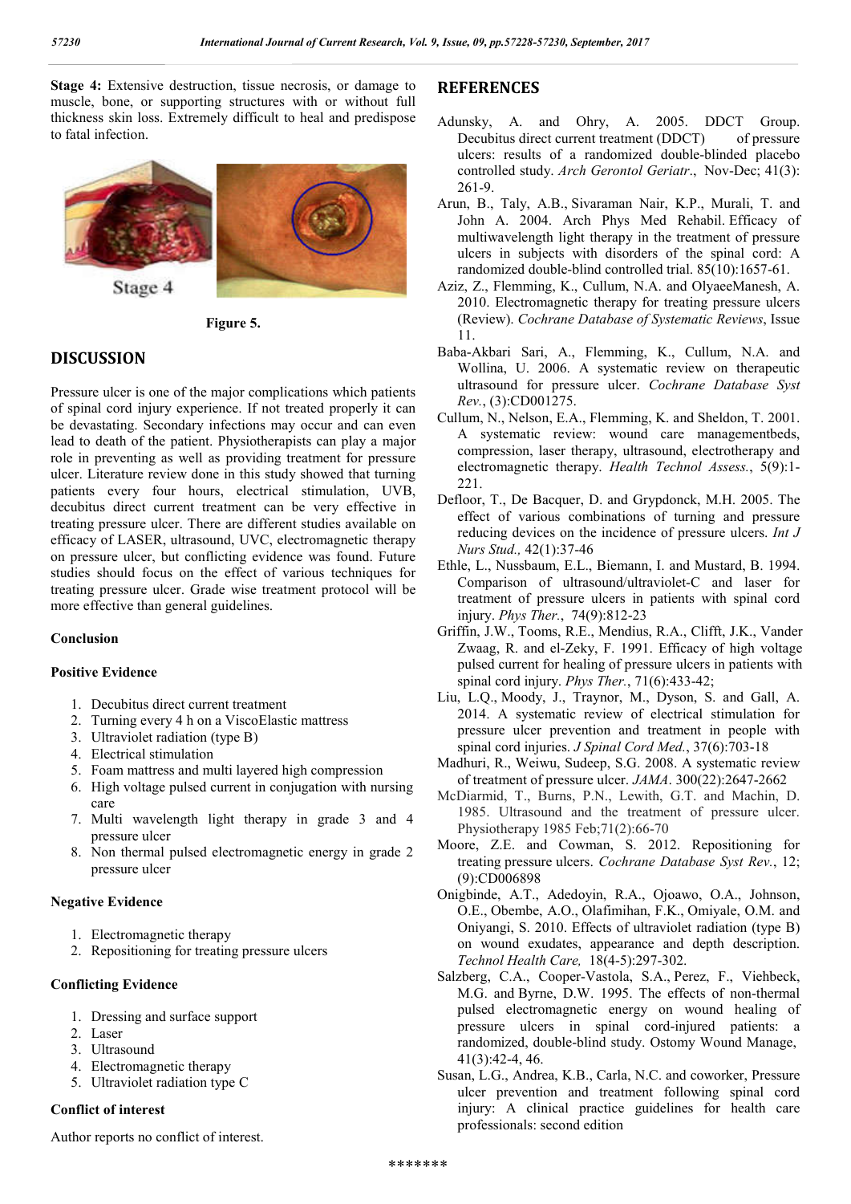**Stage 4:** Extensive destruction, tissue necrosis, or damage to muscle, bone, or supporting structures with or without full thickness skin loss. Extremely difficult to heal and predispose to fatal infection.

Stage 4

**Figure 5.**

## DISCUSSION

Pressure ulcer is one of the major complications which patients of spinal cord injury experience. If not treated properly it can be devastating. Secondary infections may occur and can even lead to death of the patient. Physiotherapists can play a major role in preventing as well as providing treatment for pressure ulcer. Literature review done in this study showed that turning patients every four hours, electrical stimulation, UVB, decubitus direct current treatment can be very effective in treating pressure ulcer. There are different studies available on efficacy of LASER, ultrasound, UVC, electromagnetic therapy on pressure ulcer, but conflicting evidence was found. Future studies should focus on the effect of various techniques for treating pressure ulcer. Grade wise treatment protocol will be more effective than general guidelines.

### Conclusion

**Positive Evidence**

1. Decubitus direct current treatment
2. Turning every 4 h on a ViscoElastic mattress
3. Ultraviolet radiation (type B)
4. Electrical stimulation
5. Foam mattress and multi layered high compression
6. High voltage pulsed current in conjugation with nursing care
7. Multi wavelength light therapy in grade 3 and 4 pressure ulcer
8. Non thermal pulsed electromagnetic energy in grade 2 pressure ulcer

**Negative Evidence**

1. Electromagnetic therapy
2. Repositioning for treating pressure ulcers

**Conflicting Evidence**

1. Dressing and surface support
2. Laser
3. Ultrasound
4. Electromagnetic therapy
5. Ultraviolet radiation type C

### Conflict of interest

Author reports no conflict of interest.

## REFERENCES

Adunsky, A. and Ohry, A. 2005. DDCT Group. Decubitus direct current treatment (DDCT) of pressure ulcers: results of a randomized double-blinded placebo controlled study. *Arch Gerontol Geriatr*., Nov-Dec; 41(3): 261-9.

Arun, B., Taly, A.B., Sivaraman Nair, K.P., Murali, T. and John A. 2004. Arch Phys Med Rehabil. Efficacy of multiwavelength light therapy in the treatment of pressure ulcers in subjects with disorders of the spinal cord: A randomized double-blind controlled trial. 85(10):1657-61.

Aziz, Z., Flemming, K., Cullum, N.A. and OlyaeeManesh, A. 2010. Electromagnetic therapy for treating pressure ulcers (Review). *Cochrane Database of Systematic Reviews*, Issue 11.

Baba-Akbari Sari, A., Flemming, K., Cullum, N.A. and Wollina, U. 2006. A systematic review on therapeutic ultrasound for pressure ulcer. *Cochrane Database Syst Rev.*, (3):CD001275.

Cullum, N., Nelson, E.A., Flemming, K. and Sheldon, T. 2001. A systematic review: wound care managementbeds, compression, laser therapy, ultrasound, electrotherapy and electromagnetic therapy. *Health Technol Assess.*, 5(9):1-221.

Defloor, T., De Bacquer, D. and Grypdonck, M.H. 2005. The effect of various combinations of turning and pressure reducing devices on the incidence of pressure ulcers. *Int J Nurs Stud.,* 42(1):37-46

Ethle, L., Nussbaum, E.L., Biemann, I. and Mustard, B. 1994. Comparison of ultrasound/ultraviolet-C and laser for treatment of pressure ulcers in patients with spinal cord injury. *Phys Ther.*, 74(9):812-23

Griffin, J.W., Tooms, R.E., Mendius, R.A., Clifft, J.K., Vander Zwaag, R. and el-Zeky, F. 1991. Efficacy of high voltage pulsed current for healing of pressure ulcers in patients with spinal cord injury. *Phys Ther.*, 71(6):433-42;

Liu, L.Q., Moody, J., Traynor, M., Dyson, S. and Gall, A. 2014. A systematic review of electrical stimulation for pressure ulcer prevention and treatment in people with spinal cord injuries. *J Spinal Cord Med.*, 37(6):703-18

Madhuri, R., Weiwu, Sudeep, S.G. 2008. A systematic review of treatment of pressure ulcer. *JAMA*. 300(22):2647-2662

McDiarmid, T., Burns, P.N., Lewith, G.T. and Machin, D. 1985. Ultrasound and the treatment of pressure ulcer. Physiotherapy 1985 Feb;71(2):66-70

Moore, Z.E. and Cowman, S. 2012. Repositioning for treating pressure ulcers. *Cochrane Database Syst Rev.*, 12;(9):CD006898

Onigbinde, A.T., Adedoyin, R.A., Ojoawo, O.A., Johnson, O.E., Obembe, A.O., Olafimihan, F.K., Omiyale, O.M. and Oniyangi, S. 2010. Effects of ultraviolet radiation (type B) on wound exudates, appearance and depth description. *Technol Health Care,* 18(4-5):297-302.

Salzberg, C.A., Cooper-Vastola, S.A., Perez, F., Viehbeck, M.G. and Byrne, D.W. 1995. The effects of non-thermal pulsed electromagnetic energy on wound healing of pressure ulcers in spinal cord-injured patients: a randomized, double-blind study. Ostomy Wound Manage, 41(3):42-4, 46.

Susan, L.G., Andrea, K.B., Carla, N.C. and coworker, Pressure ulcer prevention and treatment following spinal cord injury: A clinical practice guidelines for health care professionals: second edition

\*\*\*\*\*\*\*